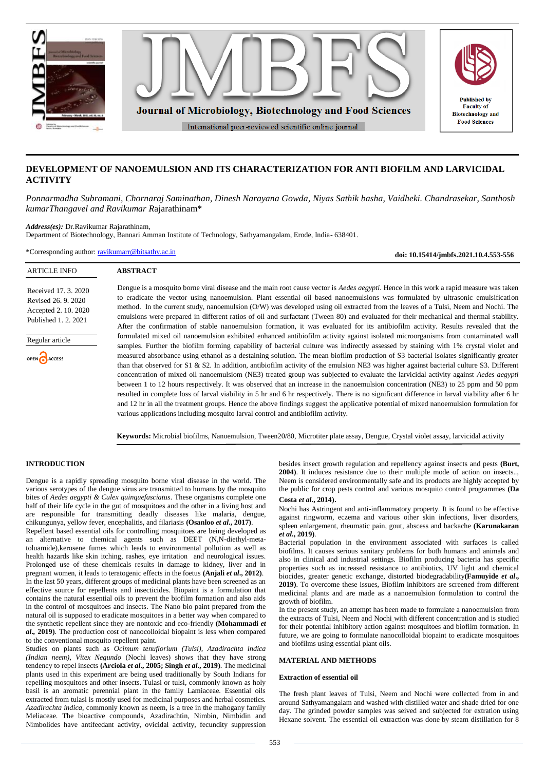# DEVELOPMENT OF NANOEMULSION AND ITS CHARACTERIZATION FOR ANTI BIOFILM AND LARVICIDAL ACTIVITY

*Ponnarmadha Subramani, Chornaraj Saminathan, Dinesh Narayana Gowda, Niyas Sathik basha, Vaidheki. Chandrasekar, Santhosh kumarThangavel and Ravikumar R*ajarathinam*

***Address(es):*** Dr.Ravikumar Rajarathinam,
Department of Biotechnology, Bannari Amman Institute of Technology, Sathyamangalam, Erode, India- 638401.

*Corresponding author: ravikumarr@bitsathy.ac.in

**doi: 10.15414/jmbfs.2021.10.4.553-556**

ARTICLE INFO

Received 17. 3. 2020
Revised 26. 9. 2020
Accepted 2. 10. 2020
Published 1. 2. 2021

Regular article

OPEN ACCESS

## ABSTRACT

Dengue is a mosquito borne viral disease and the main root cause vector is *Aedes aegypti*. Hence in this work a rapid measure was taken to eradicate the vector using nanoemulsion. Plant essential oil based nanoemulsions was formulated by ultrasonic emulsification method. In the current study, nanoemulsion (O/W) was developed using oil extracted from the leaves of a Tulsi, Neem and Nochi. The emulsions were prepared in different ratios of oil and surfactant (Tween 80) and evaluated for their mechanical and thermal stability. After the confirmation of stable nanoemulsion formation, it was evaluated for its antibiofilm activity. Results revealed that the formulated mixed oil nanoemulsion exhibited enhanced antibiofilm activity against isolated microorganisms from contaminated wall samples. Further the biofilm forming capability of bacterial culture was indirectly assessed by staining with 1% crystal violet and measured absorbance using ethanol as a destaining solution. The mean biofilm production of S3 bacterial isolates significantly greater than that observed for S1 & S2. In addition, antibiofilm activity of the emulsion NE3 was higher against bacterial culture S3. Different concentration of mixed oil nanoemulsiom (NE3) treated group was subjected to evaluate the larvicidal activity against *Aedes aegypti* between 1 to 12 hours respectively. It was observed that an increase in the nanoemulsion concentration (NE3) to 25 ppm and 50 ppm resulted in complete loss of larval viability in 5 hr and 6 hr respectively. There is no significant difference in larval viability after 6 hr and 12 hr in all the treatment groups. Hence the above findings suggest the applicative potential of mixed nanoemulsion formulation for various applications including mosquito larval control and antibiofilm activity.

**Keywords:** Microbial biofilms, Nanoemulsion, Tween20/80, Microtiter plate assay, Dengue, Crystal violet assay, larvicidal activity

## INTRODUCTION

Dengue is a rapidly spreading mosquito borne viral disease in the world. The various serotypes of the dengue virus are transmitted to humans by the mosquito bites of *Aedes aegypti & Culex quinquefasciatus*. These organisms complete one half of their life cycle in the gut of mosquitoes and the other in a living host and are responsible for transmitting deadly diseases like malaria, dengue, chikungunya, yellow fever, encephalitis, and filariasis **(Osanloo *et al***., **2017)**.
Repellent based essential oils for controlling mosquitoes are being developed as an alternative to chemical agents such as DEET (N,N-diethyl-meta-toluamide),kerosene fumes which leads to environmental pollution as well as health hazards like skin itching, rashes, eye irritation and neurological issues. Prolonged use of these chemicals results in damage to kidney, liver and in pregnant women, it leads to teratogenic effects in the foetus **(Anjali *et al***., **2012)**.
In the last 50 years, different groups of medicinal plants have been screened as an effective source for repellents and insecticides. Biopaint is a formulation that contains the natural essential oils to prevent the biofilm formation and also aids in the control of mosquitoes and insects. The Nano bio paint prepared from the natural oil is supposed to eradicate mosquitoes in a better way when compared to the synthetic repellent since they are nontoxic and eco-friendly **(Mohammadi *et al***., **2019)**. The production cost of nanocolloidal biopaint is less when compared to the conventional mosquito repellent paint.
Studies on plants such as *Ocimum tenuflorium (Tulsi), Azadirachta indica (Indian neem), Vitex Negundo* (Nochi leaves) shows that they have strong tendency to repel insects **(Arciola *et al***., **2005; Singh *et al***., **2019)**. The medicinal plants used in this experiment are being used traditionally by South Indians for repelling mosquitoes and other insects. Tulasi or tulsi, commonly known as holy basil is an aromatic perennial plant in the family Lamiaceae. Essential oils extracted from tulasi is mostly used for medicinal purposes and herbal cosmetics. *Azadirachta indica*, commonly known as neem, is a tree in the mahogany family Meliaceae. The bioactive compounds, Azadirachtin, Nimbin, Nimbidin and Nimbolides have antifeedant activity, ovicidal activity, fecundity suppression besides insect growth regulation and repellency against insects and pests **(Burt, 2004)**. It induces resistance due to their multiple mode of action on insects.., Neem is considered environmentally safe and its products are highly accepted by the public for crop pests control and various mosquito control programmes **(Da Costa *et al***., **2014)**.
Nochi has Astringent and anti-inflammatory property. It is found to be effective against ringworm, eczema and various other skin infections, liver disorders, spleen enlargement, rheumatic pain, gout, abscess and backache **(Karunakaran *et al***., **2019)**.
Bacterial population in the environment associated with surfaces is called biofilms. It causes serious sanitary problems for both humans and animals and also in clinical and industrial settings. Biofilm producing bacteria has specific properties such as increased resistance to antibiotics, UV light and chemical biocides, greater genetic exchange, distorted biodegradability**(Famuyide *et al***., **2019)**. To overcome these issues, Biofilm inhibitors are screened from different medicinal plants and are made as a nanoemulsion formulation to control the growth of biofilm.
In the present study, an attempt has been made to formulate a nanoemulsion from the extracts of Tulsi, Neem and Nochi with different concentration and is studied for their potential inhibitory action against mosquitoes and biofilm formation. In future, we are going to formulate nanocolloidal biopaint to eradicate mosquitoes and biofilms using essential plant oils.

## MATERIAL AND METHODS

### Extraction of essential oil

The fresh plant leaves of Tulsi, Neem and Nochi were collected from in and around Sathyamangalam and washed with distilled water and shade dried for one day. The grinded powder samples was seived and subjected for extration using Hexane solvent. The essential oil extraction was done by steam distillation for 8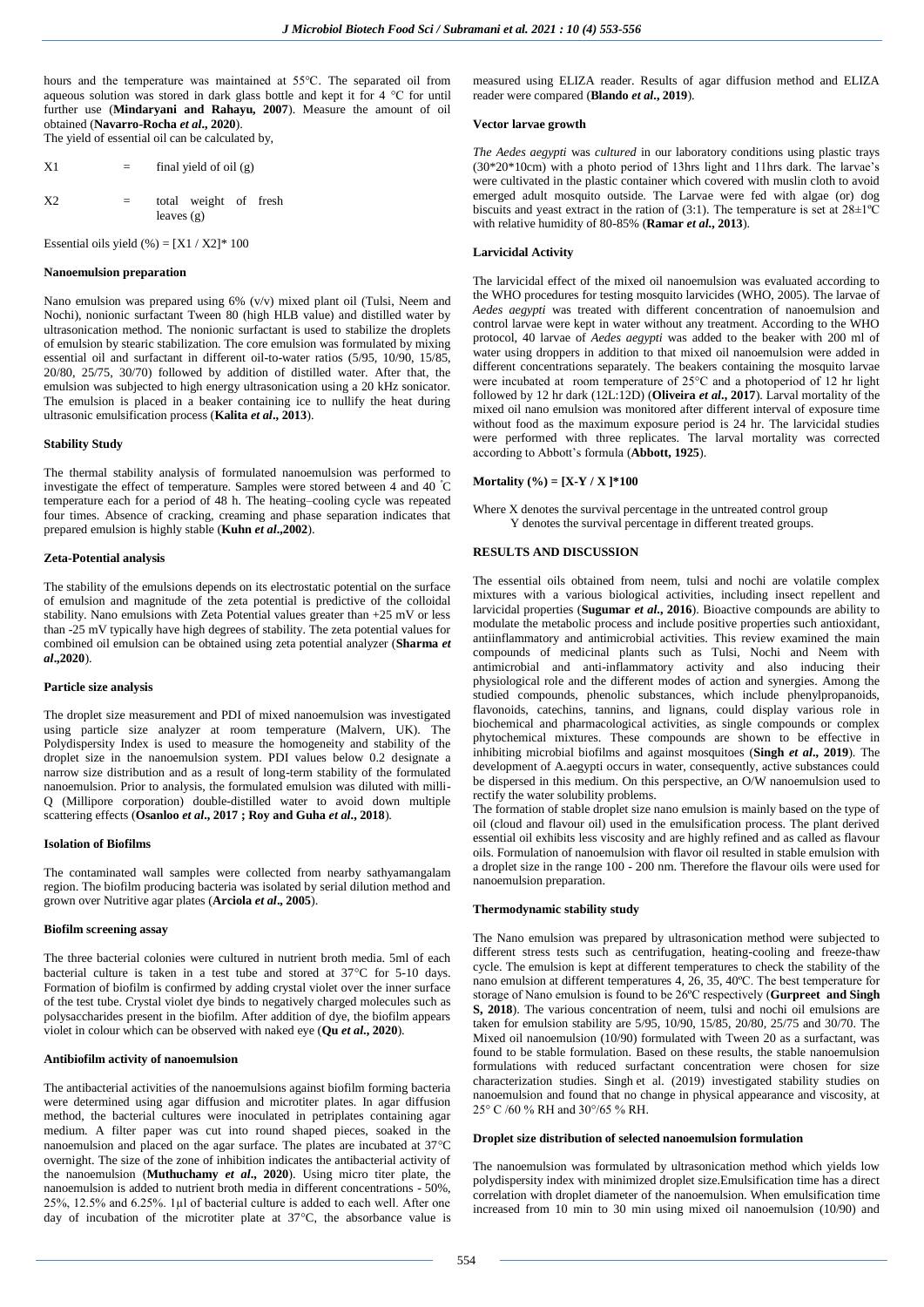hours and the temperature was maintained at 55°C. The separated oil from aqueous solution was stored in dark glass bottle and kept it for 4 °C for until further use (**Mindaryani and Rahayu, 2007**). Measure the amount of oil obtained (**Navarro-Rocha *et al*., 2020**).

The yield of essential oil can be calculated by,

X1 = final yield of oil (g)

X2 = total weight of fresh leaves (g)

Essential oils yield (%) = [X1 / X2]* 100

### Nanoemulsion preparation

Nano emulsion was prepared using 6% (v/v) mixed plant oil (Tulsi, Neem and Nochi), nonionic surfactant Tween 80 (high HLB value) and distilled water by ultrasonication method. The nonionic surfactant is used to stabilize the droplets of emulsion by stearic stabilization. The core emulsion was formulated by mixing essential oil and surfactant in different oil-to-water ratios (5/95, 10/90, 15/85, 20/80, 25/75, 30/70) followed by addition of distilled water. After that, the emulsion was subjected to high energy ultrasonication using a 20 kHz sonicator. The emulsion is placed in a beaker containing ice to nullify the heat during ultrasonic emulsification process (**Kalita *et al*., 2013**).

### Stability Study

The thermal stability analysis of formulated nanoemulsion was performed to investigate the effect of temperature. Samples were stored between 4 and 40 ˚C temperature each for a period of 48 h. The heating–cooling cycle was repeated four times. Absence of cracking, creaming and phase separation indicates that prepared emulsion is highly stable (**Kuhn *et al*.,2002**).

### Zeta-Potential analysis

The stability of the emulsions depends on its electrostatic potential on the surface of emulsion and magnitude of the zeta potential is predictive of the colloidal stability. Nano emulsions with Zeta Potential values greater than +25 mV or less than -25 mV typically have high degrees of stability. The zeta potential values for combined oil emulsion can be obtained using zeta potential analyzer (**Sharma *et al*.,2020**).

### Particle size analysis

The droplet size measurement and PDI of mixed nanoemulsion was investigated using particle size analyzer at room temperature (Malvern, UK). The Polydispersity Index is used to measure the homogeneity and stability of the droplet size in the nanoemulsion system. PDI values below 0.2 designate a narrow size distribution and as a result of long-term stability of the formulated nanoemulsion. Prior to analysis, the formulated emulsion was diluted with milli-Q (Millipore corporation) double-distilled water to avoid down multiple scattering effects (**Osanloo *et al*., 2017 ; Roy and Guha *et al*., 2018**).

### Isolation of Biofilms

The contaminated wall samples were collected from nearby sathyamangalam region. The biofilm producing bacteria was isolated by serial dilution method and grown over Nutritive agar plates (**Arciola *et al*., 2005**).

### Biofilm screening assay

The three bacterial colonies were cultured in nutrient broth media. 5ml of each bacterial culture is taken in a test tube and stored at 37°C for 5-10 days. Formation of biofilm is confirmed by adding crystal violet over the inner surface of the test tube. Crystal violet dye binds to negatively charged molecules such as polysaccharides present in the biofilm. After addition of dye, the biofilm appears violet in colour which can be observed with naked eye (**Qu *et al*., 2020**).

### Antibiofilm activity of nanoemulsion

The antibacterial activities of the nanoemulsions against biofilm forming bacteria were determined using agar diffusion and microtiter plates. In agar diffusion method, the bacterial cultures were inoculated in petriplates containing agar medium. A filter paper was cut into round shaped pieces, soaked in the nanoemulsion and placed on the agar surface. The plates are incubated at 37°C overnight. The size of the zone of inhibition indicates the antibacterial activity of the nanoemulsion (**Muthuchamy *et al*., 2020**). Using micro titer plate, the nanoemulsion is added to nutrient broth media in different concentrations - 50%, 25%, 12.5% and 6.25%. 1μl of bacterial culture is added to each well. After one day of incubation of the microtiter plate at 37°C, the absorbance value is measured using ELIZA reader. Results of agar diffusion method and ELIZA reader were compared (**Blando *et al*., 2019**).

### Vector larvae growth

*The Aedes aegypti* was *cultured* in our laboratory conditions using plastic trays (30*20*10cm) with a photo period of 13hrs light and 11hrs dark. The larvae's were cultivated in the plastic container which covered with muslin cloth to avoid emerged adult mosquito outside. The Larvae were fed with algae (or) dog biscuits and yeast extract in the ration of (3:1). The temperature is set at 28±1ºC with relative humidity of 80-85% (**Ramar *et al*., 2013**).

### Larvicidal Activity

The larvicidal effect of the mixed oil nanoemulsion was evaluated according to the WHO procedures for testing mosquito larvicides (WHO, 2005). The larvae of *Aedes aegypti* was treated with different concentration of nanoemulsion and control larvae were kept in water without any treatment. According to the WHO protocol, 40 larvae of *Aedes aegypti* was added to the beaker with 200 ml of water using droppers in addition to that mixed oil nanoemulsion were added in different concentrations separately. The beakers containing the mosquito larvae were incubated at room temperature of 25°C and a photoperiod of 12 hr light followed by 12 hr dark (12L:12D) (**Oliveira *et al*., 2017**). Larval mortality of the mixed oil nano emulsion was monitored after different interval of exposure time without food as the maximum exposure period is 24 hr. The larvicidal studies were performed with three replicates. The larval mortality was corrected according to Abbott's formula (**Abbott, 1925**).

**Mortality (%) = [X-Y / X ]*100**

Where X denotes the survival percentage in the untreated control group
Y denotes the survival percentage in different treated groups.

## RESULTS AND DISCUSSION

The essential oils obtained from neem, tulsi and nochi are volatile complex mixtures with a various biological activities, including insect repellent and larvicidal properties (**Sugumar *et al*., 2016**). Bioactive compounds are ability to modulate the metabolic process and include positive properties such antioxidant, antiinflammatory and antimicrobial activities. This review examined the main compounds of medicinal plants such as Tulsi, Nochi and Neem with antimicrobial and anti-inflammatory activity and also inducing their physiological role and the different modes of action and synergies. Among the studied compounds, phenolic substances, which include phenylpropanoids, flavonoids, catechins, tannins, and lignans, could display various role in biochemical and pharmacological activities, as single compounds or complex phytochemical mixtures. These compounds are shown to be effective in inhibiting microbial biofilms and against mosquitoes (**Singh *et al*., 2019**). The development of A.aegypti occurs in water, consequently, active substances could be dispersed in this medium. On this perspective, an O/W nanoemulsion used to rectify the water solubility problems.

The formation of stable droplet size nano emulsion is mainly based on the type of oil (cloud and flavour oil) used in the emulsification process. The plant derived essential oil exhibits less viscosity and are highly refined and as called as flavour oils. Formulation of nanoemulsion with flavor oil resulted in stable emulsion with a droplet size in the range 100 - 200 nm. Therefore the flavour oils were used for nanoemulsion preparation.

### Thermodynamic stability study

The Nano emulsion was prepared by ultrasonication method were subjected to different stress tests such as centrifugation, heating-cooling and freeze-thaw cycle. The emulsion is kept at different temperatures to check the stability of the nano emulsion at different temperatures 4, 26, 35, 40ºC. The best temperature for storage of Nano emulsion is found to be 26ºC respectively (**Gurpreet and Singh S, 2018**). The various concentration of neem, tulsi and nochi oil emulsions are taken for emulsion stability are 5/95, 10/90, 15/85, 20/80, 25/75 and 30/70. The Mixed oil nanoemulsion (10/90) formulated with Tween 20 as a surfactant, was found to be stable formulation. Based on these results, the stable nanoemulsion formulations with reduced surfactant concentration were chosen for size characterization studies. Singh et al. (2019) investigated stability studies on nanoemulsion and found that no change in physical appearance and viscosity, at 25° C /60 % RH and 30°/65 % RH.

### Droplet size distribution of selected nanoemulsion formulation

The nanoemulsion was formulated by ultrasonication method which yields low polydispersity index with minimized droplet size.Emulsification time has a direct correlation with droplet diameter of the nanoemulsion. When emulsification time increased from 10 min to 30 min using mixed oil nanoemulsion (10/90) and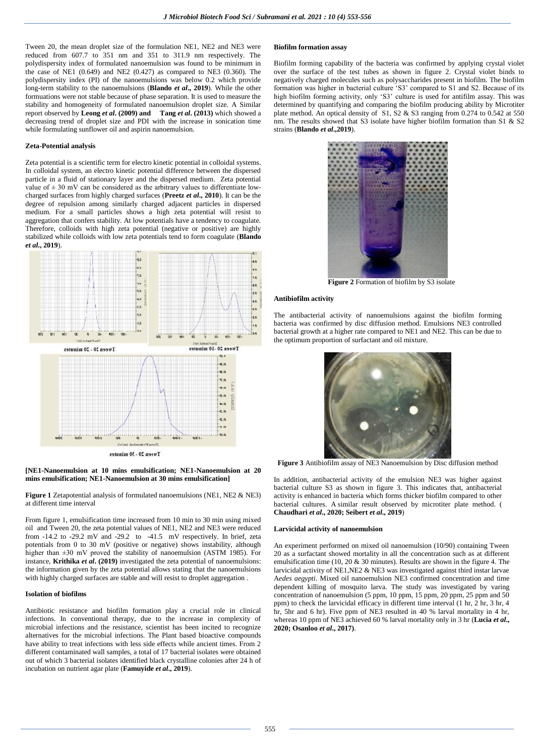Tween 20, the mean droplet size of the formulation NE1, NE2 and NE3 were reduced from 607.7 to 351 nm and 351 to 311.9 nm respectively. The polydispersity index of formulated nanoemulsion was found to be minimum in the case of NE1 (0.649) and NE2 (0.427) as compared to NE3 (0.360). The polydispersity index (PI) of the nanoemulsions was below 0.2 which provide long-term stability to the nanoemulsions (**Blando *et al*., 2019**). While the other formuations were not stable because of phase separation. It is used to measure the stability and homogeneity of formulated nanoemulsion droplet size. A Similar report observed by **Leong *et al*. (2009) and Tang *et al*. (2013)** which showed a decreasing trend of droplet size and PDI with the increase in sonication time while formulating sunflower oil and aspirin nanoemulsion.

**Zeta-Potential analysis**

Zeta potential is a scientific term for electro kinetic potential in colloidal systems. In colloidal system, an electro kinetic potential difference between the dispersed particle in a fluid of stationary layer and the dispersed medium. Zeta potential value of ± 30 mV can be considered as the arbitrary values to differentiate low-charged surfaces from highly charged surfaces (**Preetz *et al*., 2010**). It can be the degree of repulsion among similarly charged adjacent particles in dispersed medium. For a small particles shows a high zeta potential will resist to aggregation that confers stability. At low potentials have a tendency to coagulate. Therefore, colloids with high zeta potential (negative or positive) are highly stabilized while colloids with low zeta potentials tend to form coagulate (**Blando *et al*., 2019**).

Tween 20 - 20 minutes

Tween 20 - 10 minutes

Tween 20 - 30 minutes

**[NE1-Nanoemulsion at 10 mins emulsification; NE1-Nanoemulsion at 20 mins emulsification; NE1-Nanoemulsion at 30 mins emulsification]**

**Figure 1** Zetapotential analysis of formulated nanoemulsions (NE1, NE2 & NE3) at different time interval

From figure 1, emulsification time increased from 10 min to 30 min using mixed oil and Tween 20, the zeta potential values of NE1, NE2 and NE3 were reduced from -14.2 to -29.2 mV and -29.2 to -41.5 mV respectively. In brief, zeta potentials from 0 to 30 mV (positive or negative) shows instability, although higher than ±30 mV proved the stability of nanoemulsion (ASTM 1985). For instance, **Krithika *et al*. (2019)** investigated the zeta potential of nanoemulsions: the information given by the zeta potential allows stating that the nanoemulsions with highly charged surfaces are stable and will resist to droplet aggregation .

**Isolation of biofilms**

Antibiotic resistance and biofilm formation play a crucial role in clinical infections. In conventional therapy, due to the increase in complexity of microbial infections and the resistance, scientist has been incited to recognize alternatives for the microbial infections. The Plant based bioactive compounds have ability to treat infections with less side effects while ancient times. From 2 different contaminated wall samples, a total of 17 bacterial isolates were obtained out of which 3 bacterial isolates identified black crystalline colonies after 24 h of incubation on nutrient agar plate (**Famuyide *et al*., 2019**).

**Biofilm formation assay**

Biofilm forming capability of the bacteria was confirmed by applying crystal violet over the surface of the test tubes as shown in figure 2. Crystal violet binds to negatively charged molecules such as polysaccharides present in biofilm. The biofilm formation was higher in bacterial culture 'S3' compared to S1 and S2. Because of its high biofilm forming activity, only 'S3' culture is used for antifilm assay. This was determined by quantifying and comparing the biofilm producing ability by Microtiter plate method. An optical density of S1, S2 & S3 ranging from 0.274 to 0.542 at 550 nm. The results showed that S3 isolate have higher biofilm formation than S1 & S2 strains (**Blando *et al*.,2019**).

**Figure 2** Formation of biofilm by S3 isolate

**Antibiofilm activity**

The antibacterial activity of nanoemulsions against the biofilm forming bacteria was confirmed by disc diffusion method. Emulsions NE3 controlled bacterial growth at a higher rate compared to NE1 and NE2. This can be due to the optimum proportion of surfactant and oil mixture.

**Figure 3** Antibiofilm assay of NE3 Nanoemulsion by Disc diffusion method

In addition, antibacterial activity of the emulsion NE3 was higher against bacterial culture S3 as shown in figure 3. This indicates that, antibacterial activity is enhanced in bacteria which forms thicker biofilm compared to other bacterial cultures. A similar result observed by microtiter plate method. ( **Chaudhari *et al*., 2020; Seibert *et al*., 2019**)

**Larvicidal activity of nanoemulsion**

An experiment performed on mixed oil nanoemulsion (10/90) containing Tween 20 as a surfactant showed mortality in all the concentration such as at different emulsification time (10, 20 & 30 minutes). Results are shown in the figure 4. The larvicidal activity of NE1,NE2 & NE3 was investigated against third instar larvae *Aedes aegypti*. Mixed oil nanoemulsion NE3 confirmed concentration and time dependent killing of mosquito larva. The study was investigated by varing concentration of nanoemulsion (5 ppm, 10 ppm, 15 ppm, 20 ppm, 25 ppm and 50 ppm) to check the larvicidal efficacy in different time interval (1 hr, 2 hr, 3 hr, 4 hr, 5hr and 6 hr). Five ppm of NE3 resulted in 40 % larval mortality in 4 hr, whereas 10 ppm of NE3 achieved 60 % larval mortality only in 3 hr (**Lucia *et al*., 2020; Osanloo *et al*., 2017**).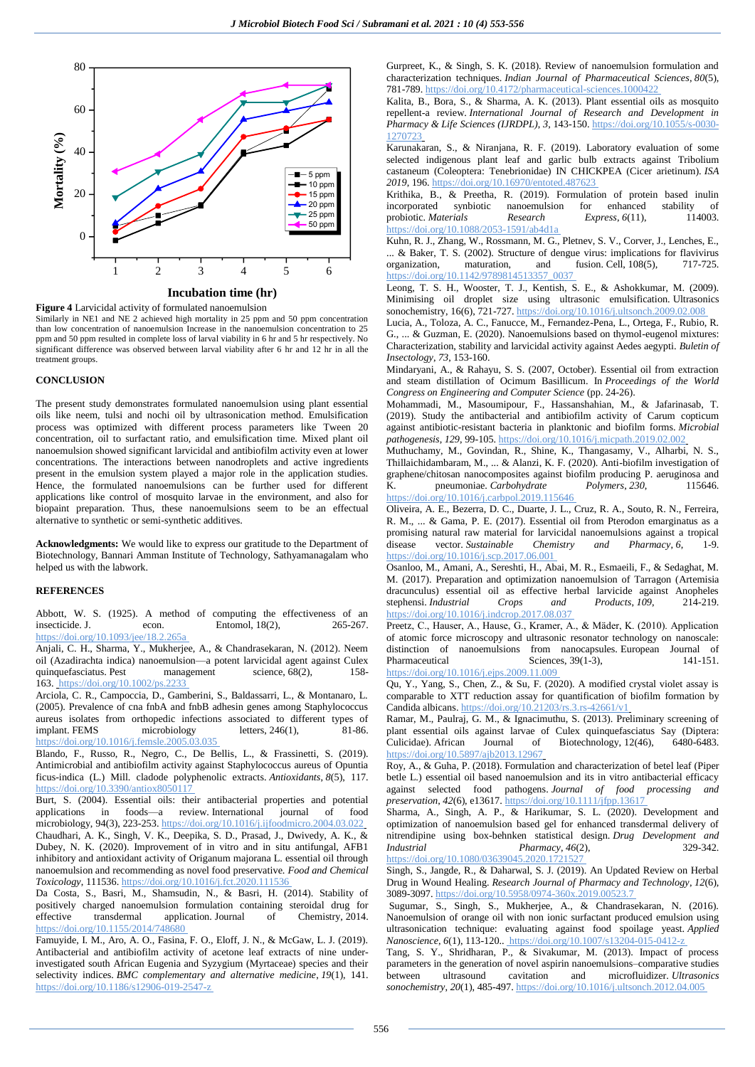80
60
40
20
0
Mortality (%)
1 2 3 4 5 6
Incubation time (hr)
5 ppm
10 ppm
15 ppm
20 ppm
25 ppm
50 ppm

**Figure 4** Larvicidal activity of formulated nanoemulsion

Similarly in NE1 and NE 2 achieved high mortality in 25 ppm and 50 ppm concentration than low concentration of nanoemulsion Increase in the nanoemulsion concentration to 25 ppm and 50 ppm resulted in complete loss of larval viability in 6 hr and 5 hr respectively. No significant difference was observed between larval viability after 6 hr and 12 hr in all the treatment groups.

## CONCLUSION

The present study demonstrates formulated nanoemulsion using plant essential oils like neem, tulsi and nochi oil by ultrasonication method. Emulsification process was optimized with different process parameters like Tween 20 concentration, oil to surfactant ratio, and emulsification time. Mixed plant oil nanoemulsion showed significant larvicidal and antibiofilm activity even at lower concentrations. The interactions between nanodroplets and active ingredients present in the emulsion system played a major role in the application studies. Hence, the formulated nanoemulsions can be further used for different applications like control of mosquito larvae in the environment, and also for biopaint preparation. Thus, these nanoemulsions seem to be an effectual alternative to synthetic or semi-synthetic additives.

**Acknowledgments:** We would like to express our gratitude to the Department of Biotechnology, Bannari Amman Institute of Technology, Sathyamanagalam who helped us with the labwork.

## REFERENCES

Abbott, W. S. (1925). A method of computing the effectiveness of an insecticide. J. econ. Entomol, 18(2), 265-267. https://doi.org/10.1093/jee/18.2.265a

Anjali, C. H., Sharma, Y., Mukherjee, A., & Chandrasekaran, N. (2012). Neem oil (Azadirachta indica) nanoemulsion—a potent larvicidal agent against Culex quinquefasciatus. Pest management science, 68(2), 158-163. https://doi.org/10.1002/ps.2233

Arciola, C. R., Campoccia, D., Gamberini, S., Baldassarri, L., & Montanaro, L. (2005). Prevalence of cna fnbA and fnbB adhesin genes among Staphylococcus aureus isolates from orthopedic infections associated to different types of implant. FEMS microbiology letters, 246(1), 81-86. https://doi.org/10.1016/j.femsle.2005.03.035

Blando, F., Russo, R., Negro, C., De Bellis, L., & Frassinetti, S. (2019). Antimicrobial and antibiofilm activity against Staphylococcus aureus of Opuntia ficus-indica (L.) Mill. cladode polyphenolic extracts. *Antioxidants*, *8*(5), 117. https://doi.org/10.3390/antiox8050117

Burt, S. (2004). Essential oils: their antibacterial properties and potential applications in foods—a review. International journal of food microbiology, 94(3), 223-253. https://doi.org/10.1016/j.ijfoodmicro.2004.03.022

Chaudhari, A. K., Singh, V. K., Deepika, S. D., Prasad, J., Dwivedy, A. K., & Dubey, N. K. (2020). Improvement of in vitro and in situ antifungal, AFB1 inhibitory and antioxidant activity of Origanum majorana L. essential oil through nanoemulsion and recommending as novel food preservative. *Food and Chemical Toxicology*, 111536. https://doi.org/10.1016/j.fct.2020.111536

Da Costa, S., Basri, M., Shamsudin, N., & Basri, H. (2014). Stability of positively charged nanoemulsion formulation containing steroidal drug for effective transdermal application. Journal of Chemistry, 2014. https://doi.org/10.1155/2014/748680

Famuyide, I. M., Aro, A. O., Fasina, F. O., Eloff, J. N., & McGaw, L. J. (2019). Antibacterial and antibiofilm activity of acetone leaf extracts of nine under-investigated south African Eugenia and Syzygium (Myrtaceae) species and their selectivity indices. *BMC complementary and alternative medicine*, *19*(1), 141. https://doi.org/10.1186/s12906-019-2547-z

Gurpreet, K., & Singh, S. K. (2018). Review of nanoemulsion formulation and characterization techniques. *Indian Journal of Pharmaceutical Sciences*, *80*(5), 781-789. https://doi.org/10.4172/pharmaceutical-sciences.1000422

Kalita, B., Bora, S., & Sharma, A. K. (2013). Plant essential oils as mosquito repellent-a review. *International Journal of Research and Development in Pharmacy & Life Sciences (IJRDPL)*, *3*, 143-150. https://doi.org/10.1055/s-0030-1270723

Karunakaran, S., & Niranjana, R. F. (2019). Laboratory evaluation of some selected indigenous plant leaf and garlic bulb extracts against Tribolium castaneum (Coleoptera: Tenebrionidae) IN CHICKPEA (Cicer arietinum). *ISA 2019*, 196. https://doi.org/10.16970/entoted.487623

Krithika, B., & Preetha, R. (2019). Formulation of protein based inulin incorporated synbiotic nanoemulsion for enhanced stability of probiotic. *Materials Research Express*, *6*(11), 114003. https://doi.org/10.1088/2053-1591/ab4d1a

Kuhn, R. J., Zhang, W., Rossmann, M. G., Pletnev, S. V., Corver, J., Lenches, E., ... & Baker, T. S. (2002). Structure of dengue virus: implications for flavivirus organization, maturation, and fusion. Cell, 108(5), 717-725. https://doi.org/10.1142/9789814513357_0037

Leong, T. S. H., Wooster, T. J., Kentish, S. E., & Ashokkumar, M. (2009). Minimising oil droplet size using ultrasonic emulsification. Ultrasonics sonochemistry, 16(6), 721-727. https://doi.org/10.1016/j.ultsonch.2009.02.008

Lucia, A., Toloza, A. C., Fanucce, M., Fernandez-Pena, L., Ortega, F., Rubio, R. G., ... & Guzman, E. (2020). Nanoemulsions based on thymol-eugenol mixtures: Characterization, stability and larvicidal activity against Aedes aegypti. *Buletin of Insectology*, *73*, 153-160.

Mindaryani, A., & Rahayu, S. S. (2007, October). Essential oil from extraction and steam distillation of Ocimum Basillicum. In *Proceedings of the World Congress on Engineering and Computer Science* (pp. 24-26).

Mohammadi, M., Masoumipour, F., Hassanshahian, M., & Jafarinasab, T. (2019). Study the antibacterial and antibiofilm activity of Carum copticum against antibiotic-resistant bacteria in planktonic and biofilm forms. *Microbial pathogenesis*, *129*, 99-105. https://doi.org/10.1016/j.micpath.2019.02.002

Muthuchamy, M., Govindan, R., Shine, K., Thangasamy, V., Alharbi, N. S., Thillaichidambaram, M., ... & Alanzi, K. F. (2020). Anti-biofilm investigation of graphene/chitosan nanocomposites against biofilm producing P. aeruginosa and K. pneumoniae. *Carbohydrate Polymers*, *230*, 115646. https://doi.org/10.1016/j.carbpol.2019.115646

Oliveira, A. E., Bezerra, D. C., Duarte, J. L., Cruz, R. A., Souto, R. N., Ferreira, R. M., ... & Gama, P. E. (2017). Essential oil from Pterodon emarginatus as a promising natural raw material for larvicidal nanoemulsions against a tropical disease vector. *Sustainable Chemistry and Pharmacy*, *6*, 1-9. https://doi.org/10.1016/j.scp.2017.06.001

Osanloo, M., Amani, A., Sereshti, H., Abai, M. R., Esmaeili, F., & Sedaghat, M. M. (2017). Preparation and optimization nanoemulsion of Tarragon (Artemisia dracunculus) essential oil as effective herbal larvicide against Anopheles stephensi. *Industrial Crops and Products*, *109*, 214-219. https://doi.org/10.1016/j.indcrop.2017.08.037

Preetz, C., Hauser, A., Hause, G., Kramer, A., & Mäder, K. (2010). Application of atomic force microscopy and ultrasonic resonator technology on nanoscale: distinction of nanoemulsions from nanocapsules. European Journal of Pharmaceutical Sciences, 39(1-3), 141-151. https://doi.org/10.1016/j.ejps.2009.11.009

Qu, Y., Yang, S., Chen, Z., & Su, F. (2020). A modified crystal violet assay is comparable to XTT reduction assay for quantification of biofilm formation by Candida albicans. https://doi.org/10.21203/rs.3.rs-42661/v1

Ramar, M., Paulraj, G. M., & Ignacimuthu, S. (2013). Preliminary screening of plant essential oils against larvae of Culex quinquefasciatus Say (Diptera: Culicidae). African Journal of Biotechnology, 12(46), 6480-6483. https://doi.org/10.5897/ajb2013.12967

Roy, A., & Guha, P. (2018). Formulation and characterization of betel leaf (Piper betle L.) essential oil based nanoemulsion and its in vitro antibacterial efficacy against selected food pathogens. *Journal of food processing and preservation*, *42*(6), e13617. https://doi.org/10.1111/jfpp.13617

Sharma, A., Singh, A. P., & Harikumar, S. L. (2020). Development and optimization of nanoemulsion based gel for enhanced transdermal delivery of nitrendipine using box-behnken statistical design. *Drug Development and Industrial Pharmacy*, *46*(2), 329-342. https://doi.org/10.1080/03639045.2020.1721527

Singh, S., Jangde, R., & Daharwal, S. J. (2019). An Updated Review on Herbal Drug in Wound Healing. *Research Journal of Pharmacy and Technology*, *12*(6), 3089-3097. https://doi.org/10.5958/0974-360x.2019.00523.7

Sugumar, S., Singh, S., Mukherjee, A., & Chandrasekaran, N. (2016). Nanoemulsion of orange oil with non ionic surfactant produced emulsion using ultrasonication technique: evaluating against food spoilage yeast. *Applied Nanoscience*, *6*(1), 113-120.. https://doi.org/10.1007/s13204-015-0412-z

Tang, S. Y., Shridharan, P., & Sivakumar, M. (2013). Impact of process parameters in the generation of novel aspirin nanoemulsions–comparative studies between ultrasound cavitation and microfluidizer. *Ultrasonics sonochemistry*, *20*(1), 485-497. https://doi.org/10.1016/j.ultsonch.2012.04.005